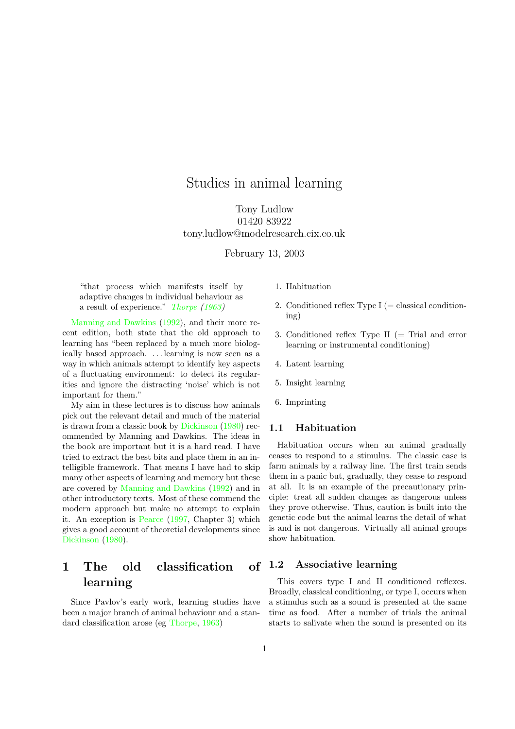# Studies in animal learning

Tony Ludlow
01420 83922
tony.ludlow@modelresearch.cix.co.uk

February 13, 2003

> "that process which manifests itself by adaptive changes in individual behaviour as a result of experience." *Thorpe (1963)*

Manning and Dawkins (1992), and their more recent edition, both state that the old approach to learning has "been replaced by a much more biologically based approach. . . . learning is now seen as a way in which animals attempt to identify key aspects of a fluctuating environment: to detect its regularities and ignore the distracting 'noise' which is not important for them."

My aim in these lectures is to discuss how animals pick out the relevant detail and much of the material is drawn from a classic book by Dickinson (1980) recommended by Manning and Dawkins. The ideas in the book are important but it is a hard read. I have tried to extract the best bits and place them in an intelligible framework. That means I have had to skip many other aspects of learning and memory but these are covered by Manning and Dawkins (1992) and in other introductory texts. Most of these commend the modern approach but make no attempt to explain it. An exception is Pearce (1997, Chapter 3) which gives a good account of theoretial developments since Dickinson (1980).

## 1 The old classification of learning

Since Pavlov's early work, learning studies have been a major branch of animal behaviour and a standard classification arose (eg Thorpe, 1963)

1. Habituation
2. Conditioned reflex Type I (= classical conditioning)
3. Conditioned reflex Type II (= Trial and error learning or instrumental conditioning)
4. Latent learning
5. Insight learning
6. Imprinting

### 1.1 Habituation

Habituation occurs when an animal gradually ceases to respond to a stimulus. The classic case is farm animals by a railway line. The first train sends them in a panic but, gradually, they cease to respond at all. It is an example of the precautionary principle: treat all sudden changes as dangerous unless they prove otherwise. Thus, caution is built into the genetic code but the animal learns the detail of what is and is not dangerous. Virtually all animal groups show habituation.

### 1.2 Associative learning

This covers type I and II conditioned reflexes. Broadly, classical conditioning, or type I, occurs when a stimulus such as a sound is presented at the same time as food. After a number of trials the animal starts to salivate when the sound is presented on its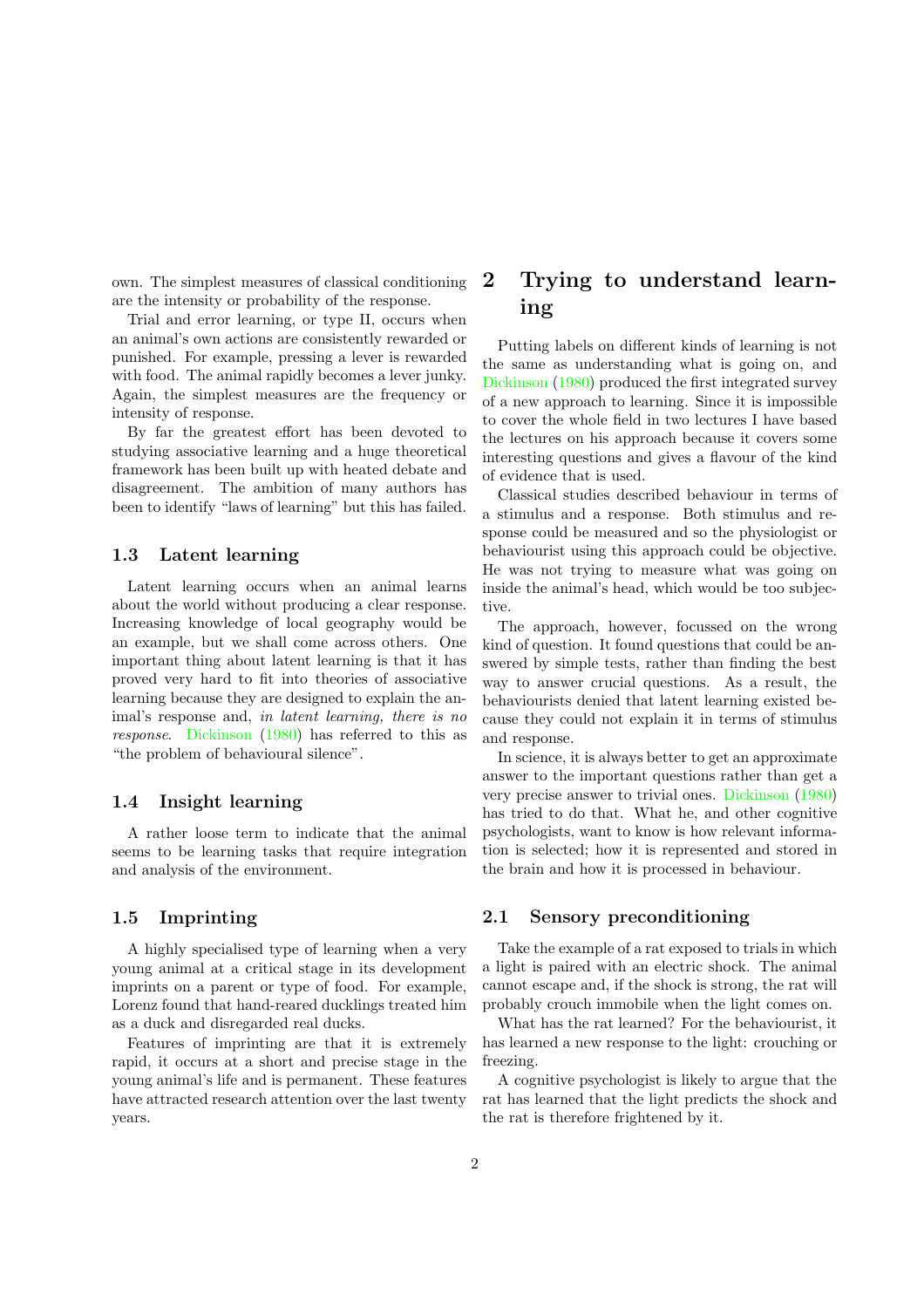own. The simplest measures of classical conditioning are the intensity or probability of the response.

Trial and error learning, or type II, occurs when an animal's own actions are consistently rewarded or punished. For example, pressing a lever is rewarded with food. The animal rapidly becomes a lever junky. Again, the simplest measures are the frequency or intensity of response.

By far the greatest effort has been devoted to studying associative learning and a huge theoretical framework has been built up with heated debate and disagreement. The ambition of many authors has been to identify "laws of learning" but this has failed.

### 1.3 Latent learning

Latent learning occurs when an animal learns about the world without producing a clear response. Increasing knowledge of local geography would be an example, but we shall come across others. One important thing about latent learning is that it has proved very hard to fit into theories of associative learning because they are designed to explain the animal's response and, *in latent learning, there is no response*. Dickinson (1980) has referred to this as "the problem of behavioural silence".

### 1.4 Insight learning

A rather loose term to indicate that the animal seems to be learning tasks that require integration and analysis of the environment.

### 1.5 Imprinting

A highly specialised type of learning when a very young animal at a critical stage in its development imprints on a parent or type of food. For example, Lorenz found that hand-reared ducklings treated him as a duck and disregarded real ducks.

Features of imprinting are that it is extremely rapid, it occurs at a short and precise stage in the young animal's life and is permanent. These features have attracted research attention over the last twenty years.

## 2 Trying to understand learning

Putting labels on different kinds of learning is not the same as understanding what is going on, and Dickinson (1980) produced the first integrated survey of a new approach to learning. Since it is impossible to cover the whole field in two lectures I have based the lectures on his approach because it covers some interesting questions and gives a flavour of the kind of evidence that is used.

Classical studies described behaviour in terms of a stimulus and a response. Both stimulus and response could be measured and so the physiologist or behaviourist using this approach could be objective. He was not trying to measure what was going on inside the animal's head, which would be too subjective.

The approach, however, focussed on the wrong kind of question. It found questions that could be answered by simple tests, rather than finding the best way to answer crucial questions. As a result, the behaviourists denied that latent learning existed because they could not explain it in terms of stimulus and response.

In science, it is always better to get an approximate answer to the important questions rather than get a very precise answer to trivial ones. Dickinson (1980) has tried to do that. What he, and other cognitive psychologists, want to know is how relevant information is selected; how it is represented and stored in the brain and how it is processed in behaviour.

### 2.1 Sensory preconditioning

Take the example of a rat exposed to trials in which a light is paired with an electric shock. The animal cannot escape and, if the shock is strong, the rat will probably crouch immobile when the light comes on.

What has the rat learned? For the behaviourist, it has learned a new response to the light: crouching or freezing.

A cognitive psychologist is likely to argue that the rat has learned that the light predicts the shock and the rat is therefore frightened by it.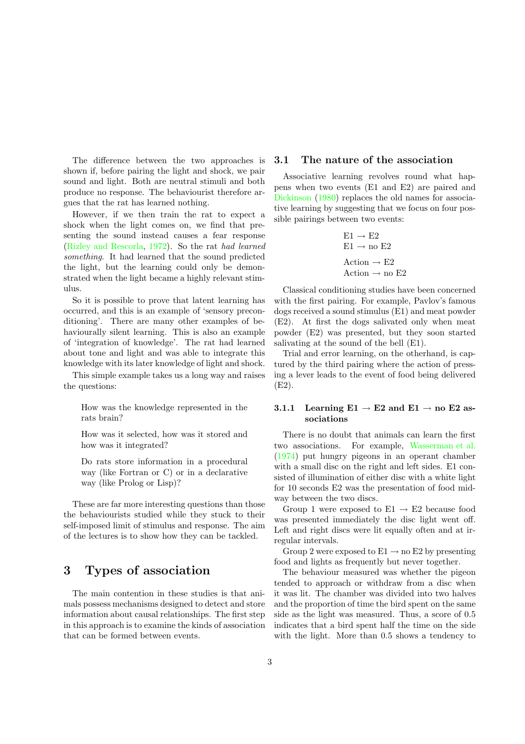The difference between the two approaches is shown if, before pairing the light and shock, we pair sound and light. Both are neutral stimuli and both produce no response. The behaviourist therefore argues that the rat has learned nothing.

However, if we then train the rat to expect a shock when the light comes on, we find that presenting the sound instead causes a fear response (Rizley and Rescorla, 1972). So the rat *had learned something*. It had learned that the sound predicted the light, but the learning could only be demonstrated when the light became a highly relevant stimulus.

So it is possible to prove that latent learning has occurred, and this is an example of 'sensory preconditioning'. There are many other examples of behaviourally silent learning. This is also an example of 'integration of knowledge'. The rat had learned about tone and light and was able to integrate this knowledge with its later knowledge of light and shock.

This simple example takes us a long way and raises the questions:

> How was the knowledge represented in the rats brain?
>
> How was it selected, how was it stored and how was it integrated?
>
> Do rats store information in a procedural way (like Fortran or C) or in a declarative way (like Prolog or Lisp)?

These are far more interesting questions than those the behaviourists studied while they stuck to their self-imposed limit of stimulus and response. The aim of the lectures is to show how they can be tackled.

# 3 Types of association

The main contention in these studies is that animals possess mechanisms designed to detect and store information about causal relationships. The first step in this approach is to examine the kinds of association that can be formed between events.

## 3.1 The nature of the association

Associative learning revolves round what happens when two events (E1 and E2) are paired and Dickinson (1980) replaces the old names for associative learning by suggesting that we focus on four possible pairings between two events:

$$
\begin{array}{l}
\text{E1} \rightarrow \text{E2} \\
\text{E1} \rightarrow \text{no E2} \\
\\
\text{Action} \rightarrow \text{E2} \\
\text{Action} \rightarrow \text{no E2}
\end{array}
$$

Classical conditioning studies have been concerned with the first pairing. For example, Pavlov's famous dogs received a sound stimulus (E1) and meat powder (E2). At first the dogs salivated only when meat powder (E2) was presented, but they soon started salivating at the sound of the bell (E1).

Trial and error learning, on the otherhand, is captured by the third pairing where the action of pressing a lever leads to the event of food being delivered (E2).

### 3.1.1 Learning E1 → E2 and E1 → no E2 associations

There is no doubt that animals can learn the first two associations. For example, Wasserman et al. (1974) put hungry pigeons in an operant chamber with a small disc on the right and left sides. E1 consisted of illumination of either disc with a white light for 10 seconds E2 was the presentation of food midway between the two discs.

Group 1 were exposed to E1 → E2 because food was presented immediately the disc light went off. Left and right discs were lit equally often and at irregular intervals.

Group 2 were exposed to E1 → no E2 by presenting food and lights as frequently but never together.

The behaviour measured was whether the pigeon tended to approach or withdraw from a disc when it was lit. The chamber was divided into two halves and the proportion of time the bird spent on the same side as the light was measured. Thus, a score of 0.5 indicates that a bird spent half the time on the side with the light. More than 0.5 shows a tendency to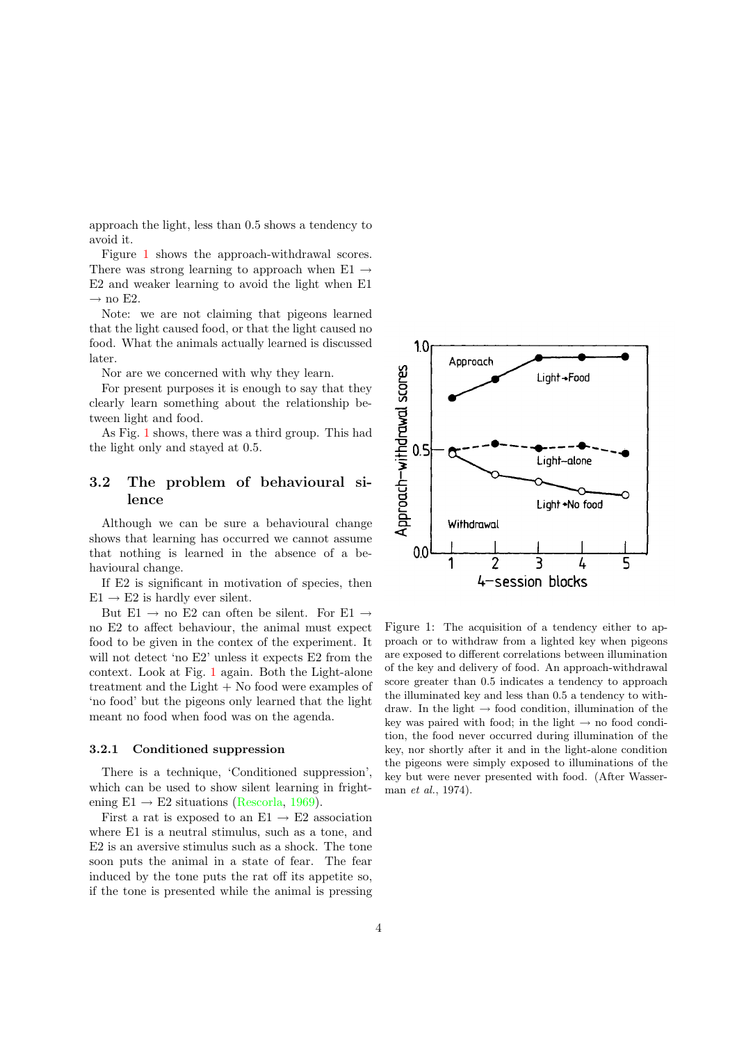approach the light, less than 0.5 shows a tendency to avoid it.

Figure 1 shows the approach-withdrawal scores. There was strong learning to approach when E1 → E2 and weaker learning to avoid the light when E1 → no E2.

Note: we are not claiming that pigeons learned that the light caused food, or that the light caused no food. What the animals actually learned is discussed later.

Nor are we concerned with why they learn.

For present purposes it is enough to say that they clearly learn something about the relationship between light and food.

As Fig. 1 shows, there was a third group. This had the light only and stayed at 0.5.

### 3.2 The problem of behavioural silence

Although we can be sure a behavioural change shows that learning has occurred we cannot assume that nothing is learned in the absence of a behavioural change.

If E2 is significant in motivation of species, then E1 → E2 is hardly ever silent.

But E1 → no E2 can often be silent. For E1 → no E2 to affect behaviour, the animal must expect food to be given in the contex of the experiment. It will not detect 'no E2' unless it expects E2 from the context. Look at Fig. 1 again. Both the Light-alone treatment and the Light + No food were examples of 'no food' but the pigeons only learned that the light meant no food when food was on the agenda.

#### 3.2.1 Conditioned suppression

There is a technique, 'Conditioned suppression', which can be used to show silent learning in frightening E1 → E2 situations (Rescorla, 1969).

First a rat is exposed to an E1 → E2 association where E1 is a neutral stimulus, such as a tone, and E2 is an aversive stimulus such as a shock. The tone soon puts the animal in a state of fear. The fear induced by the tone puts the rat off its appetite so, if the tone is presented while the animal is pressing

Figure 1: The acquisition of a tendency either to approach or to withdraw from a lighted key when pigeons are exposed to different correlations between illumination of the key and delivery of food. An approach-withdrawal score greater than 0.5 indicates a tendency to approach the illuminated key and less than 0.5 a tendency to withdraw. In the light → food condition, illumination of the key was paired with food; in the light → no food condition, the food never occurred during illumination of the key, nor shortly after it and in the light-alone condition the pigeons were simply exposed to illuminations of the key but were never presented with food. (After Wasserman *et al.*, 1974).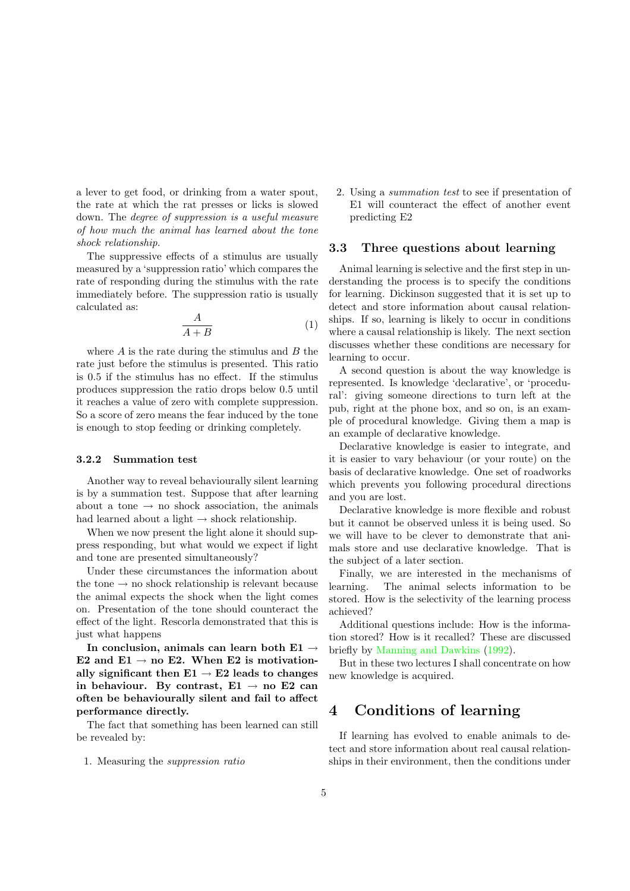a lever to get food, or drinking from a water spout, the rate at which the rat presses or licks is slowed down. The *degree of suppression is a useful measure of how much the animal has learned about the tone shock relationship.*

The suppressive effects of a stimulus are usually measured by a 'suppression ratio' which compares the rate of responding during the stimulus with the rate immediately before. The suppression ratio is usually calculated as:

$$\frac{A}{A+B} \tag{1}$$

where $A$ is the rate during the stimulus and $B$ the rate just before the stimulus is presented. This ratio is 0.5 if the stimulus has no effect. If the stimulus produces suppression the ratio drops below 0.5 until it reaches a value of zero with complete suppression. So a score of zero means the fear induced by the tone is enough to stop feeding or drinking completely.

#### 3.2.2 Summation test

Another way to reveal behaviourally silent learning is by a summation test. Suppose that after learning about a tone → no shock association, the animals had learned about a light → shock relationship.

When we now present the light alone it should suppress responding, but what would we expect if light and tone are presented simultaneously?

Under these circumstances the information about the tone → no shock relationship is relevant because the animal expects the shock when the light comes on. Presentation of the tone should counteract the effect of the light. Rescorla demonstrated that this is just what happens

**In conclusion, animals can learn both E1 → E2 and E1 → no E2. When E2 is motivationally significant then E1 → E2 leads to changes in behaviour. By contrast, E1 → no E2 can often be behaviourally silent and fail to affect performance directly.**

The fact that something has been learned can still be revealed by:

1. Measuring the *suppression ratio*
2. Using a *summation test* to see if presentation of E1 will counteract the effect of another event predicting E2

### 3.3 Three questions about learning

Animal learning is selective and the first step in understanding the process is to specify the conditions for learning. Dickinson suggested that it is set up to detect and store information about causal relationships. If so, learning is likely to occur in conditions where a causal relationship is likely. The next section discusses whether these conditions are necessary for learning to occur.

A second question is about the way knowledge is represented. Is knowledge 'declarative', or 'procedural': giving someone directions to turn left at the pub, right at the phone box, and so on, is an example of procedural knowledge. Giving them a map is an example of declarative knowledge.

Declarative knowledge is easier to integrate, and it is easier to vary behaviour (or your route) on the basis of declarative knowledge. One set of roadworks which prevents you following procedural directions and you are lost.

Declarative knowledge is more flexible and robust but it cannot be observed unless it is being used. So we will have to be clever to demonstrate that animals store and use declarative knowledge. That is the subject of a later section.

Finally, we are interested in the mechanisms of learning. The animal selects information to be stored. How is the selectivity of the learning process achieved?

Additional questions include: How is the information stored? How is it recalled? These are discussed briefly by Manning and Dawkins (1992).

But in these two lectures I shall concentrate on how new knowledge is acquired.

## 4 Conditions of learning

If learning has evolved to enable animals to detect and store information about real causal relationships in their environment, then the conditions under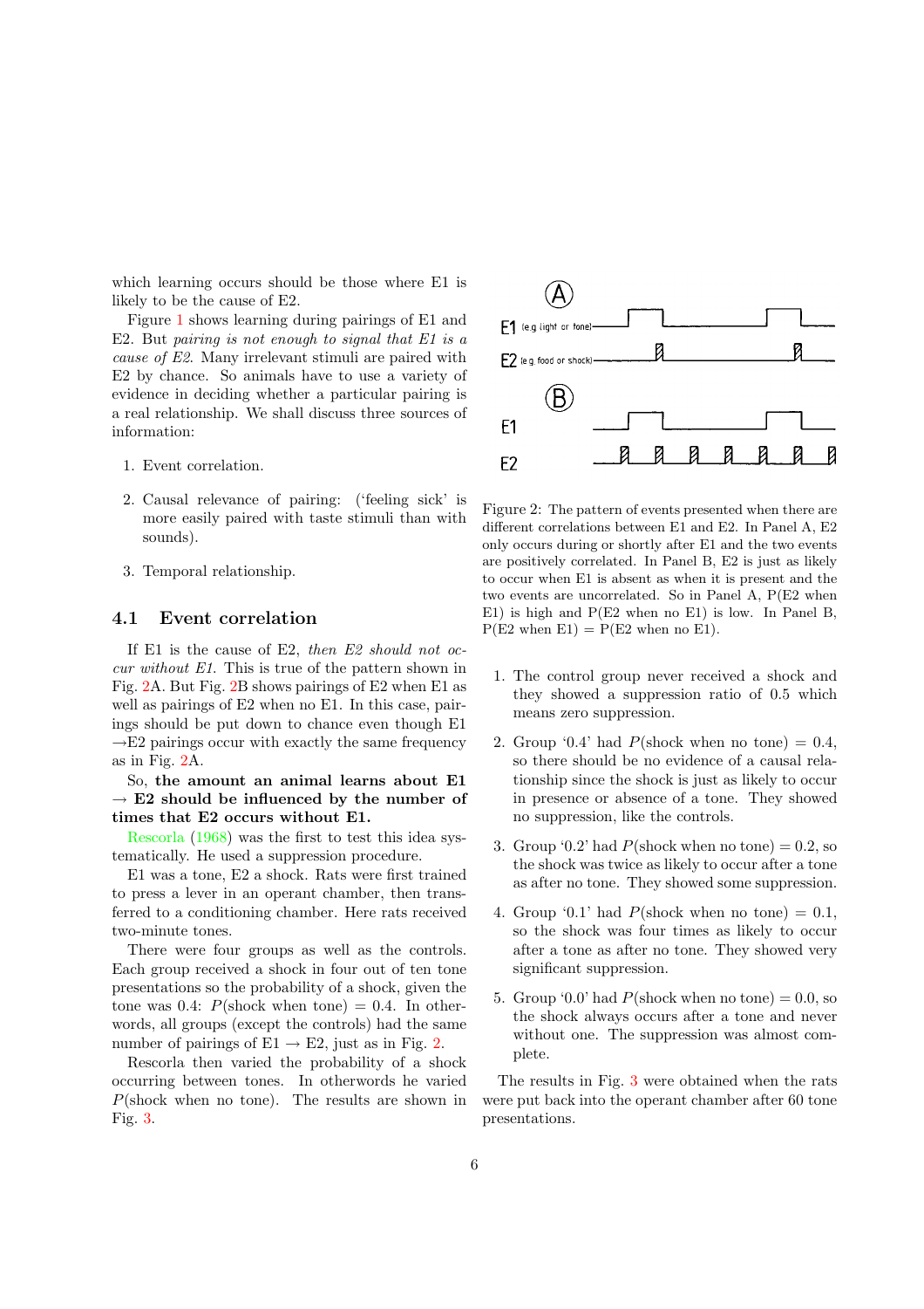which learning occurs should be those where E1 is likely to be the cause of E2.

Figure 1 shows learning during pairings of E1 and E2. But *pairing is not enough to signal that E1 is a cause of E2.* Many irrelevant stimuli are paired with E2 by chance. So animals have to use a variety of evidence in deciding whether a particular pairing is a real relationship. We shall discuss three sources of information:

1. Event correlation.
2. Causal relevance of pairing: ('feeling sick' is more easily paired with taste stimuli than with sounds).
3. Temporal relationship.

## 4.1 Event correlation

If E1 is the cause of E2, *then E2 should not occur without E1.* This is true of the pattern shown in Fig. 2A. But Fig. 2B shows pairings of E2 when E1 as well as pairings of E2 when no E1. In this case, pairings should be put down to chance even though E1 $\rightarrow$E2 pairings occur with exactly the same frequency as in Fig. 2A.

So, **the amount an animal learns about E1 $\rightarrow$ E2 should be influenced by the number of times that E2 occurs without E1.**

Rescorla (1968) was the first to test this idea systematically. He used a suppression procedure.

E1 was a tone, E2 a shock. Rats were first trained to press a lever in an operant chamber, then transferred to a conditioning chamber. Here rats received two-minute tones.

There were four groups as well as the controls. Each group received a shock in four out of ten tone presentations so the probability of a shock, given the tone was 0.4: $P(\text{shock when tone}) = 0.4$. In otherwords, all groups (except the controls) had the same number of pairings of E1 $\rightarrow$ E2, just as in Fig. 2.

Rescorla then varied the probability of a shock occurring between tones. In other words he varied $P(\text{shock when no tone})$. The results are shown in Fig. 3.

Figure 2: The pattern of events presented when there are different correlations between E1 and E2. In Panel A, E2 only occurs during or shortly after E1 and the two events are positively correlated. In Panel B, E2 is just as likely to occur when E1 is absent as when it is present and the two events are uncorrelated. So in Panel A, P(E2 when E1) is high and P(E2 when no E1) is low. In Panel B, P(E2 when E1) = P(E2 when no E1).

1. The control group never received a shock and they showed a suppression ratio of 0.5 which means zero suppression.
2. Group '0.4' had $P(\text{shock when no tone}) = 0.4$, so there should be no evidence of a causal relationship since the shock is just as likely to occur in presence or absence of a tone. They showed no suppression, like the controls.
3. Group '0.2' had $P(\text{shock when no tone}) = 0.2$, so the shock was twice as likely to occur after a tone as after no tone. They showed some suppression.
4. Group '0.1' had $P(\text{shock when no tone}) = 0.1$, so the shock was four times as likely to occur after a tone as after no tone. They showed very significant suppression.
5. Group '0.0' had $P(\text{shock when no tone}) = 0.0$, so the shock always occurs after a tone and never without one. The suppression was almost complete.

The results in Fig. 3 were obtained when the rats were put back into the operant chamber after 60 tone presentations.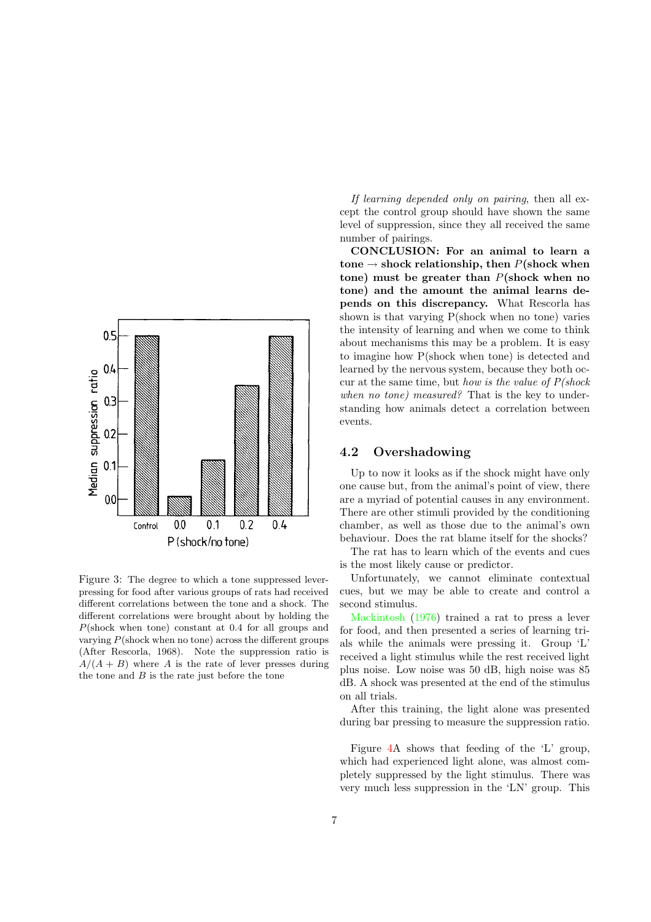Figure 3: The degree to which a tone suppressed lever-pressing for food after various groups of rats had received different correlations between the tone and a shock. The different correlations were brought about by holding the $P$(shock when tone) constant at 0.4 for all groups and varying $P$(shock when no tone) across the different groups (After Rescorla, 1968). Note the suppression ratio is $A/(A+B)$ where $A$ is the rate of lever presses during the tone and $B$ is the rate just before the tone

*If learning depended only on pairing*, then all except the control group should have shown the same level of suppression, since they all received the same number of pairings.

**CONCLUSION: For an animal to learn a tone → shock relationship, then $P$(shock when tone) must be greater than $P$(shock when no tone) and the amount the animal learns depends on this discrepancy.** What Rescorla has shown is that varying P(shock when no tone) varies the intensity of learning and when we come to think about mechanisms this may be a problem. It is easy to imagine how P(shock when tone) is detected and learned by the nervous system, because they both occur at the same time, but *how is the value of P(shock when no tone) measured?* That is the key to understanding how animals detect a correlation between events.

## 4.2 Overshadowing

Up to now it looks as if the shock might have only one cause but, from the animal's point of view, there are a myriad of potential causes in any environment. There are other stimuli provided by the conditioning chamber, as well as those due to the animal's own behaviour. Does the rat blame itself for the shocks?

The rat has to learn which of the events and cues is the most likely cause or predictor.

Unfortunately, we cannot eliminate contextual cues, but we may be able to create and control a second stimulus.

Mackintosh (1976) trained a rat to press a lever for food, and then presented a series of learning trials while the animals were pressing it. Group 'L' received a light stimulus while the rest received light plus noise. Low noise was 50 dB, high noise was 85 dB. A shock was presented at the end of the stimulus on all trials.

After this training, the light alone was presented during bar pressing to measure the suppression ratio.

Figure 4A shows that feeding of the 'L' group, which had experienced light alone, was almost completely suppressed by the light stimulus. There was very much less suppression in the 'LN' group. This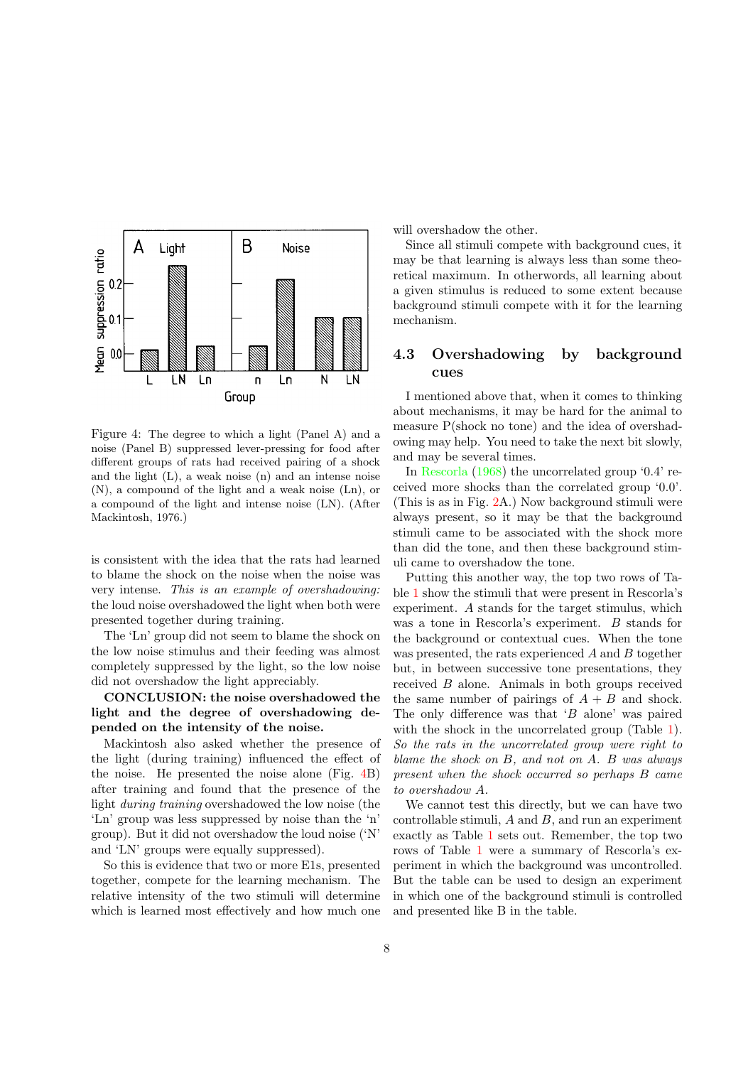Figure 4: The degree to which a light (Panel A) and a noise (Panel B) suppressed lever-pressing for food after different groups of rats had received pairing of a shock and the light (L), a weak noise (n) and an intense noise (N), a compound of the light and a weak noise (Ln), or a compound of the light and intense noise (LN). (After Mackintosh, 1976.)

is consistent with the idea that the rats had learned to blame the shock on the noise when the noise was very intense. *This is an example of overshadowing:* the loud noise overshadowed the light when both were presented together during training.

The 'Ln' group did not seem to blame the shock on the low noise stimulus and their feeding was almost completely suppressed by the light, so the low noise did not overshadow the light appreciably.

**CONCLUSION: the noise overshadowed the light and the degree of overshadowing depended on the intensity of the noise.**

Mackintosh also asked whether the presence of the light (during training) influenced the effect of the noise. He presented the noise alone (Fig. 4B) after training and found that the presence of the light *during training* overshadowed the low noise (the 'Ln' group was less suppressed by noise than the 'n' group). But it did not overshadow the loud noise ('N' and 'LN' groups were equally suppressed).

So this is evidence that two or more E1s, presented together, compete for the learning mechanism. The relative intensity of the two stimuli will determine which is learned most effectively and how much one will overshadow the other.

Since all stimuli compete with background cues, it may be that learning is always less than some theoretical maximum. In otherwords, all learning about a given stimulus is reduced to some extent because background stimuli compete with it for the learning mechanism.

## 4.3 Overshadowing by background cues

I mentioned above that, when it comes to thinking about mechanisms, it may be hard for the animal to measure P(shock no tone) and the idea of overshadowing may help. You need to take the next bit slowly, and may be several times.

In Rescorla (1968) the uncorrelated group '0.4' received more shocks than the correlated group '0.0'. (This is as in Fig. 2A.) Now background stimuli were always present, so it may be that the background stimuli came to be associated with the shock more than did the tone, and then these background stimuli came to overshadow the tone.

Putting this another way, the top two rows of Table 1 show the stimuli that were present in Rescorla's experiment. $A$ stands for the target stimulus, which was a tone in Rescorla's experiment. $B$ stands for the background or contextual cues. When the tone was presented, the rats experienced $A$ and $B$ together but, in between successive tone presentations, they received $B$ alone. Animals in both groups received the same number of pairings of $A + B$ and shock. The only difference was that '$B$ alone' was paired with the shock in the uncorrelated group (Table 1). *So the rats in the uncorrelated group were right to blame the shock on $B$, and not on $A$. $B$ was always present when the shock occurred so perhaps $B$ came to overshadow $A$.*

We cannot test this directly, but we can have two controllable stimuli, $A$ and $B$, and run an experiment exactly as Table 1 sets out. Remember, the top two rows of Table 1 were a summary of Rescorla's experiment in which the background was uncontrolled. But the table can be used to design an experiment in which one of the background stimuli is controlled and presented like B in the table.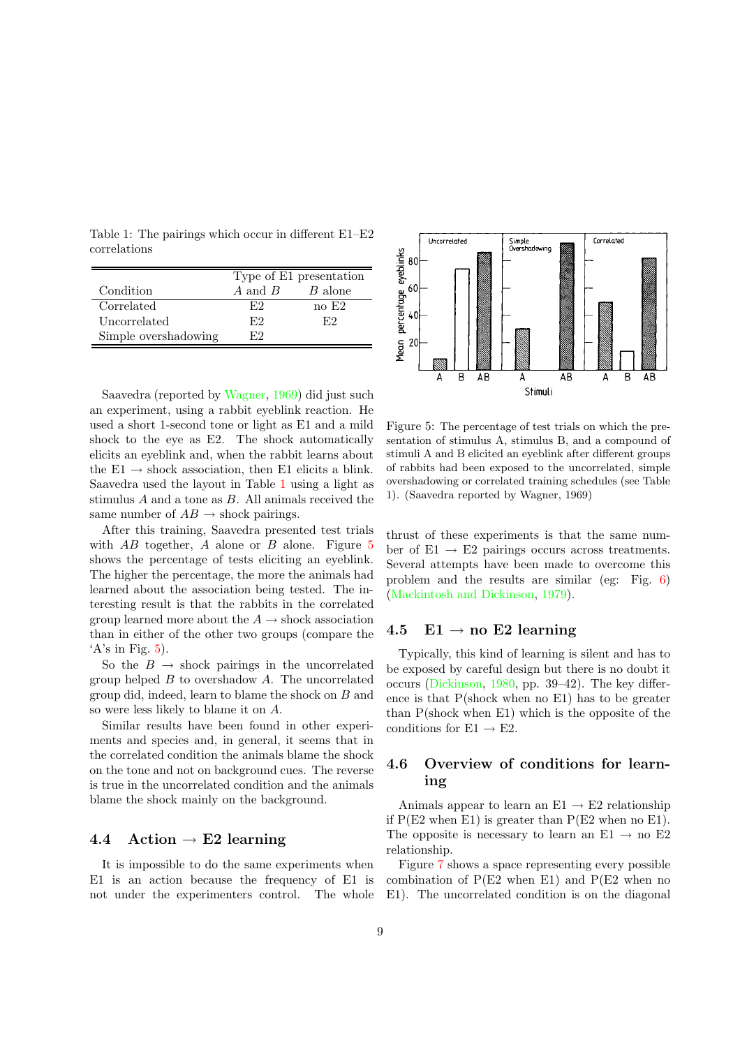Table 1: The pairings which occur in different E1–E2 correlations

| Condition | Type of E1 presentation | |
|---|---|---|
| | *A* and *B* | *B* alone |
| Correlated | E2 | no E2 |
| Uncorrelated | E2 | E2 |
| Simple overshadowing | E2 | |

Saavedra (reported by Wagner, 1969) did just such an experiment, using a rabbit eyeblink reaction. He used a short 1-second tone or light as E1 and a mild shock to the eye as E2. The shock automatically elicits an eyeblink and, when the rabbit learns about the E1 → shock association, then E1 elicits a blink. Saavedra used the layout in Table 1 using a light as stimulus *A* and a tone as *B*. All animals received the same number of *AB* → shock pairings.

After this training, Saavedra presented test trials with *AB* together, *A* alone or *B* alone. Figure 5 shows the percentage of tests eliciting an eyeblink. The higher the percentage, the more the animals had learned about the association being tested. The interesting result is that the rabbits in the correlated group learned more about the *A* → shock association than in either of the other two groups (compare the 'A's in Fig. 5).

So the *B* → shock pairings in the uncorrelated group helped *B* to overshadow *A*. The uncorrelated group did, indeed, learn to blame the shock on *B* and so were less likely to blame it on *A*.

Similar results have been found in other experiments and species and, in general, it seems that in the correlated condition the animals blame the shock on the tone and not on background cues. The reverse is true in the uncorrelated condition and the animals blame the shock mainly on the background.

Figure 5: The percentage of test trials on which the presentation of stimulus A, stimulus B, and a compound of stimuli A and B elicited an eyeblink after different groups of rabbits had been exposed to the uncorrelated, simple overshadowing or correlated training schedules (see Table 1). (Saavedra reported by Wagner, 1969)

## 4.4 Action → E2 learning

It is impossible to do the same experiments when E1 is an action because the frequency of E1 is not under the experimenters control. The whole thrust of these experiments is that the same number of E1 → E2 pairings occurs across treatments. Several attempts have been made to overcome this problem and the results are similar (eg: Fig. 6) (Mackintosh and Dickinson, 1979).

## 4.5 E1 → no E2 learning

Typically, this kind of learning is silent and has to be exposed by careful design but there is no doubt it occurs (Dickinson, 1980, pp. 39–42). The key difference is that P(shock when no E1) has to be greater than P(shock when E1) which is the opposite of the conditions for E1 → E2.

## 4.6 Overview of conditions for learning

Animals appear to learn an E1 → E2 relationship if P(E2 when E1) is greater than P(E2 when no E1). The opposite is necessary to learn an E1 → no E2 relationship.

Figure 7 shows a space representing every possible combination of P(E2 when E1) and P(E2 when no E1). The uncorrelated condition is on the diagonal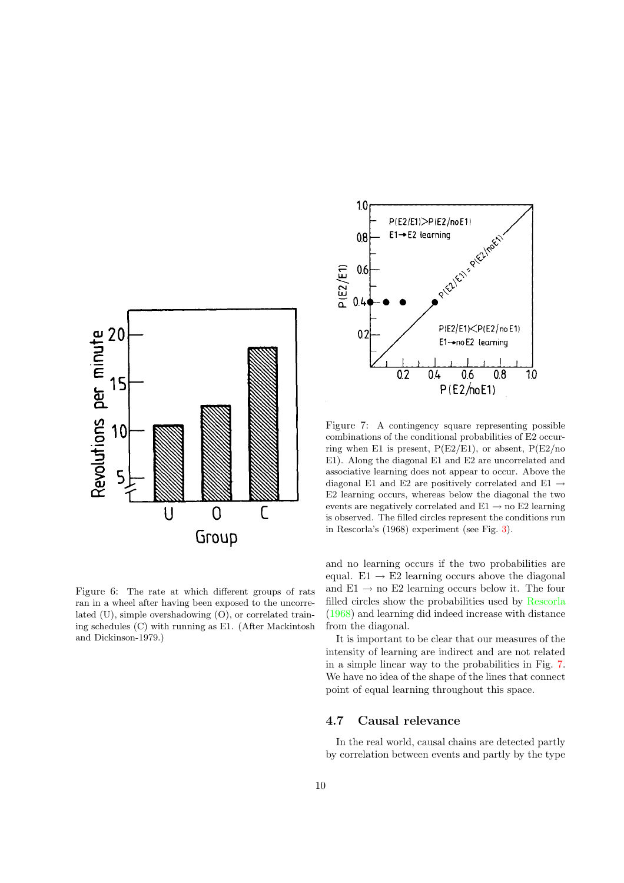Figure 6: The rate at which different groups of rats ran in a wheel after having been exposed to the uncorrelated (U), simple overshadowing (O), or correlated training schedules (C) with running as E1. (After Mackintosh and Dickinson-1979.)

Figure 7: A contingency square representing possible combinations of the conditional probabilities of E2 occurring when E1 is present, P(E2/E1), or absent, P(E2/no E1). Along the diagonal E1 and E2 are uncorrelated and associative learning does not appear to occur. Above the diagonal E1 and E2 are positively correlated and E1 → E2 learning occurs, whereas below the diagonal the two events are negatively correlated and E1 → no E2 learning is observed. The filled circles represent the conditions run in Rescorla's (1968) experiment (see Fig. 3).

and no learning occurs if the two probabilities are equal. E1 → E2 learning occurs above the diagonal and E1 → no E2 learning occurs below it. The four filled circles show the probabilities used by Rescorla (1968) and learning did indeed increase with distance from the diagonal.

It is important to be clear that our measures of the intensity of learning are indirect and are not related in a simple linear way to the probabilities in Fig. 7. We have no idea of the shape of the lines that connect point of equal learning throughout this space.

### 4.7 Causal relevance

In the real world, causal chains are detected partly by correlation between events and partly by the type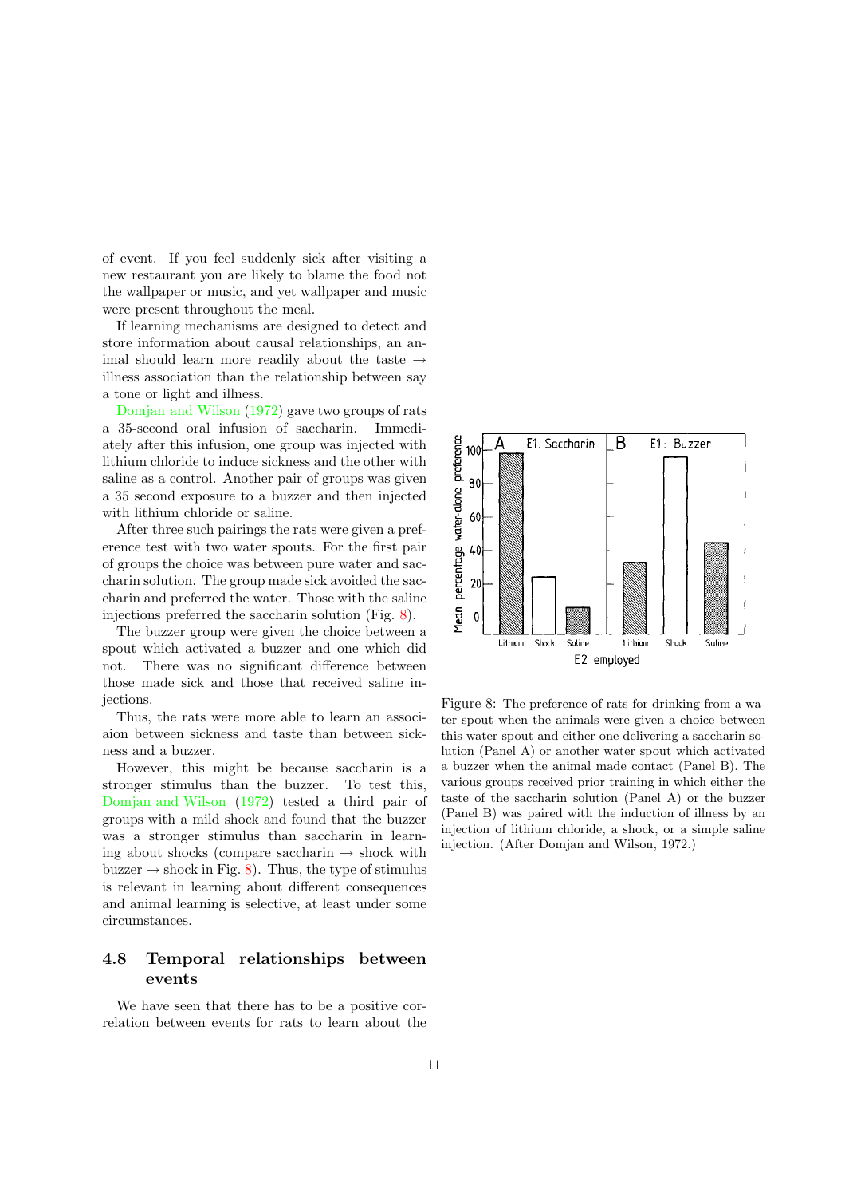of event. If you feel suddenly sick after visiting a new restaurant you are likely to blame the food not the wallpaper or music, and yet wallpaper and music were present throughout the meal.

If learning mechanisms are designed to detect and store information about causal relationships, an animal should learn more readily about the taste → illness association than the relationship between say a tone or light and illness.

Domjan and Wilson (1972) gave two groups of rats a 35-second oral infusion of saccharin. Immediately after this infusion, one group was injected with lithium chloride to induce sickness and the other with saline as a control. Another pair of groups was given a 35 second exposure to a buzzer and then injected with lithium chloride or saline.

After three such pairings the rats were given a preference test with two water spouts. For the first pair of groups the choice was between pure water and saccharin solution. The group made sick avoided the saccharin and preferred the water. Those with the saline injections preferred the saccharin solution (Fig. 8).

The buzzer group were given the choice between a spout which activated a buzzer and one which did not. There was no significant difference between those made sick and those that received saline injections.

Thus, the rats were more able to learn an associaion between sickness and taste than between sickness and a buzzer.

However, this might be because saccharin is a stronger stimulus than the buzzer. To test this, Domjan and Wilson (1972) tested a third pair of groups with a mild shock and found that the buzzer was a stronger stimulus than saccharin in learning about shocks (compare saccharin → shock with buzzer → shock in Fig. 8). Thus, the type of stimulus is relevant in learning about different consequences and animal learning is selective, at least under some circumstances.

Figure 8: The preference of rats for drinking from a water spout when the animals were given a choice between this water spout and either one delivering a saccharin solution (Panel A) or another water spout which activated a buzzer when the animal made contact (Panel B). The various groups received prior training in which either the taste of the saccharin solution (Panel A) or the buzzer (Panel B) was paired with the induction of illness by an injection of lithium chloride, a shock, or a simple saline injection. (After Domjan and Wilson, 1972.)

## 4.8 Temporal relationships between events

We have seen that there has to be a positive correlation between events for rats to learn about the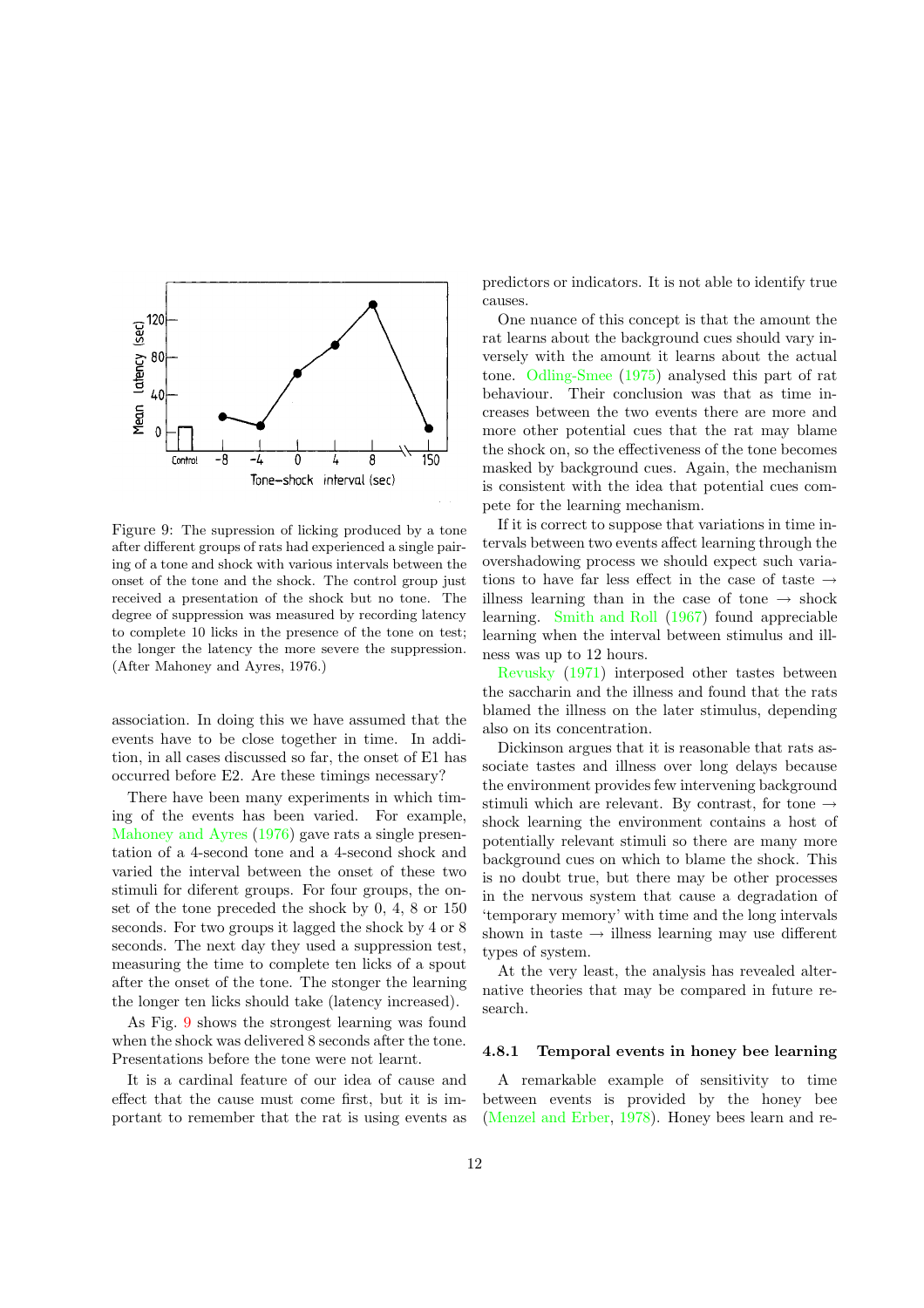Figure 9: The supression of licking produced by a tone after different groups of rats had experienced a single pairing of a tone and shock with various intervals between the onset of the tone and the shock. The control group just received a presentation of the shock but no tone. The degree of suppression was measured by recording latency to complete 10 licks in the presence of the tone on test; the longer the latency the more severe the suppression. (After Mahoney and Ayres, 1976.)

association. In doing this we have assumed that the events have to be close together in time. In addition, in all cases discussed so far, the onset of E1 has occurred before E2. Are these timings necessary?

There have been many experiments in which timing of the events has been varied. For example, Mahoney and Ayres (1976) gave rats a single presentation of a 4-second tone and a 4-second shock and varied the interval between the onset of these two stimuli for diferent groups. For four groups, the onset of the tone preceded the shock by 0, 4, 8 or 150 seconds. For two groups it lagged the shock by 4 or 8 seconds. The next day they used a suppression test, measuring the time to complete ten licks of a spout after the onset of the tone. The stonger the learning the longer ten licks should take (latency increased).

As Fig. 9 shows the strongest learning was found when the shock was delivered 8 seconds after the tone. Presentations before the tone were not learnt.

It is a cardinal feature of our idea of cause and effect that the cause must come first, but it is important to remember that the rat is using events as predictors or indicators. It is not able to identify true causes.

One nuance of this concept is that the amount the rat learns about the background cues should vary inversely with the amount it learns about the actual tone. Odling-Smee (1975) analysed this part of rat behaviour. Their conclusion was that as time increases between the two events there are more and more other potential cues that the rat may blame the shock on, so the effectiveness of the tone becomes masked by background cues. Again, the mechanism is consistent with the idea that potential cues compete for the learning mechanism.

If it is correct to suppose that variations in time intervals between two events affect learning through the overshadowing process we should expect such variations to have far less effect in the case of taste → illness learning than in the case of tone → shock learning. Smith and Roll (1967) found appreciable learning when the interval between stimulus and illness was up to 12 hours.

Revusky (1971) interposed other tastes between the saccharin and the illness and found that the rats blamed the illness on the later stimulus, depending also on its concentration.

Dickinson argues that it is reasonable that rats associate tastes and illness over long delays because the environment provides few intervening background stimuli which are relevant. By contrast, for tone → shock learning the environment contains a host of potentially relevant stimuli so there are many more background cues on which to blame the shock. This is no doubt true, but there may be other processes in the nervous system that cause a degradation of 'temporary memory' with time and the long intervals shown in taste → illness learning may use different types of system.

At the very least, the analysis has revealed alternative theories that may be compared in future research.

### 4.8.1 Temporal events in honey bee learning

A remarkable example of sensitivity to time between events is provided by the honey bee (Menzel and Erber, 1978). Honey bees learn and re-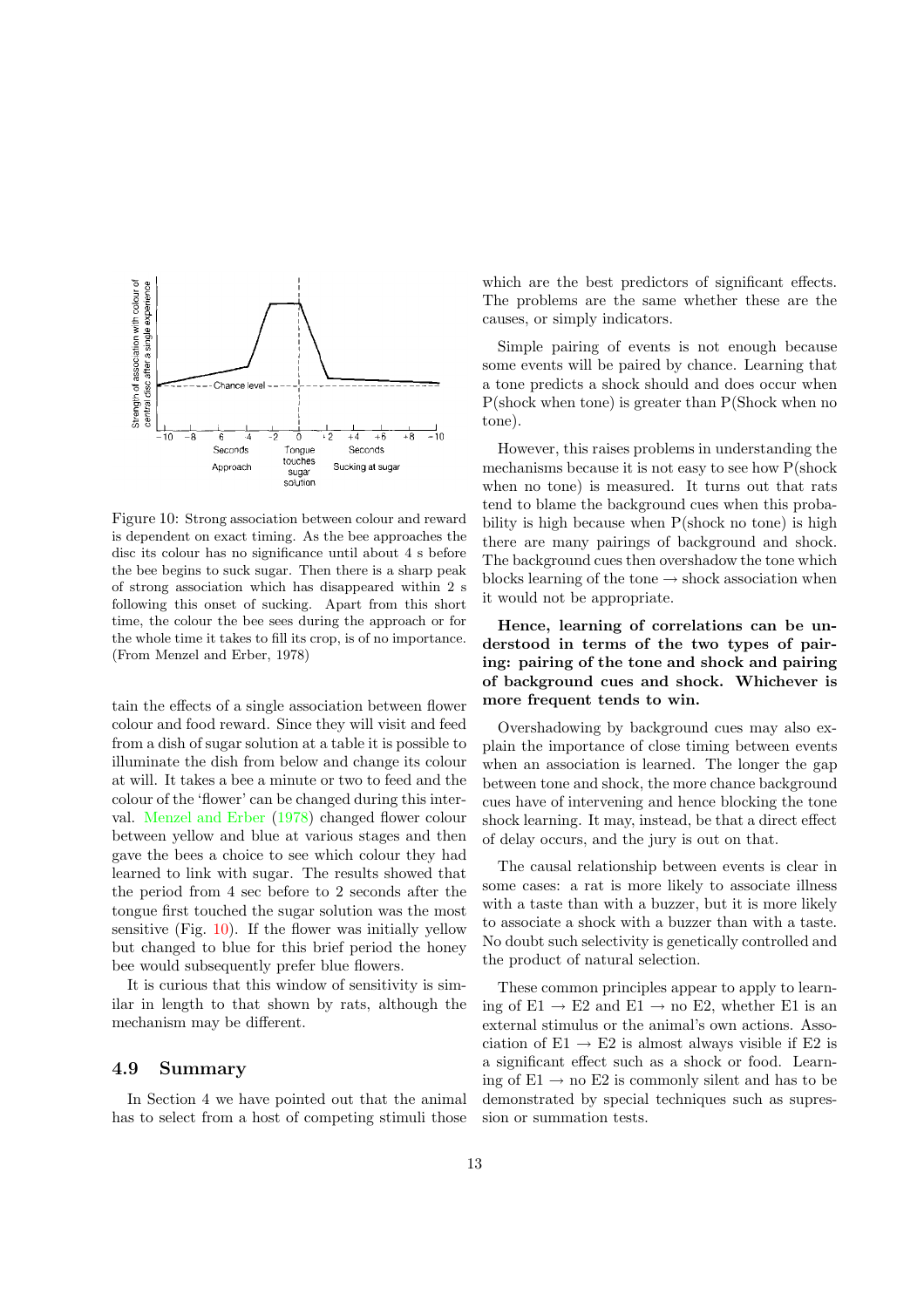Figure 10: Strong association between colour and reward is dependent on exact timing. As the bee approaches the disc its colour has no significance until about 4 s before the bee begins to suck sugar. Then there is a sharp peak of strong association which has disappeared within 2 s following this onset of sucking. Apart from this short time, the colour the bee sees during the approach or for the whole time it takes to fill its crop, is of no importance. (From Menzel and Erber, 1978)

tain the effects of a single association between flower colour and food reward. Since they will visit and feed from a dish of sugar solution at a table it is possible to illuminate the dish from below and change its colour at will. It takes a bee a minute or two to feed and the colour of the 'flower' can be changed during this interval. Menzel and Erber (1978) changed flower colour between yellow and blue at various stages and then gave the bees a choice to see which colour they had learned to link with sugar. The results showed that the period from 4 sec before to 2 seconds after the tongue first touched the sugar solution was the most sensitive (Fig. 10). If the flower was initially yellow but changed to blue for this brief period the honey bee would subsequently prefer blue flowers.

It is curious that this window of sensitivity is similar in length to that shown by rats, although the mechanism may be different.

## 4.9 Summary

In Section 4 we have pointed out that the animal has to select from a host of competing stimuli those which are the best predictors of significant effects. The problems are the same whether these are the causes, or simply indicators.

Simple pairing of events is not enough because some events will be paired by chance. Learning that a tone predicts a shock should and does occur when P(shock when tone) is greater than P(Shock when no tone).

However, this raises problems in understanding the mechanisms because it is not easy to see how P(shock when no tone) is measured. It turns out that rats tend to blame the background cues when this probability is high because when P(shock no tone) is high there are many pairings of background and shock. The background cues then overshadow the tone which blocks learning of the tone → shock association when it would not be appropriate.

**Hence, learning of correlations can be understood in terms of the two types of pairing: pairing of the tone and shock and pairing of background cues and shock. Whichever is more frequent tends to win.**

Overshadowing by background cues may also explain the importance of close timing between events when an association is learned. The longer the gap between tone and shock, the more chance background cues have of intervening and hence blocking the tone shock learning. It may, instead, be that a direct effect of delay occurs, and the jury is out on that.

The causal relationship between events is clear in some cases: a rat is more likely to associate illness with a taste than with a buzzer, but it is more likely to associate a shock with a buzzer than with a taste. No doubt such selectivity is genetically controlled and the product of natural selection.

These common principles appear to apply to learning of E1 → E2 and E1 → no E2, whether E1 is an external stimulus or the animal's own actions. Association of E1 → E2 is almost always visible if E2 is a significant effect such as a shock or food. Learning of E1 → no E2 is commonly silent and has to be demonstrated by special techniques such as supression or summation tests.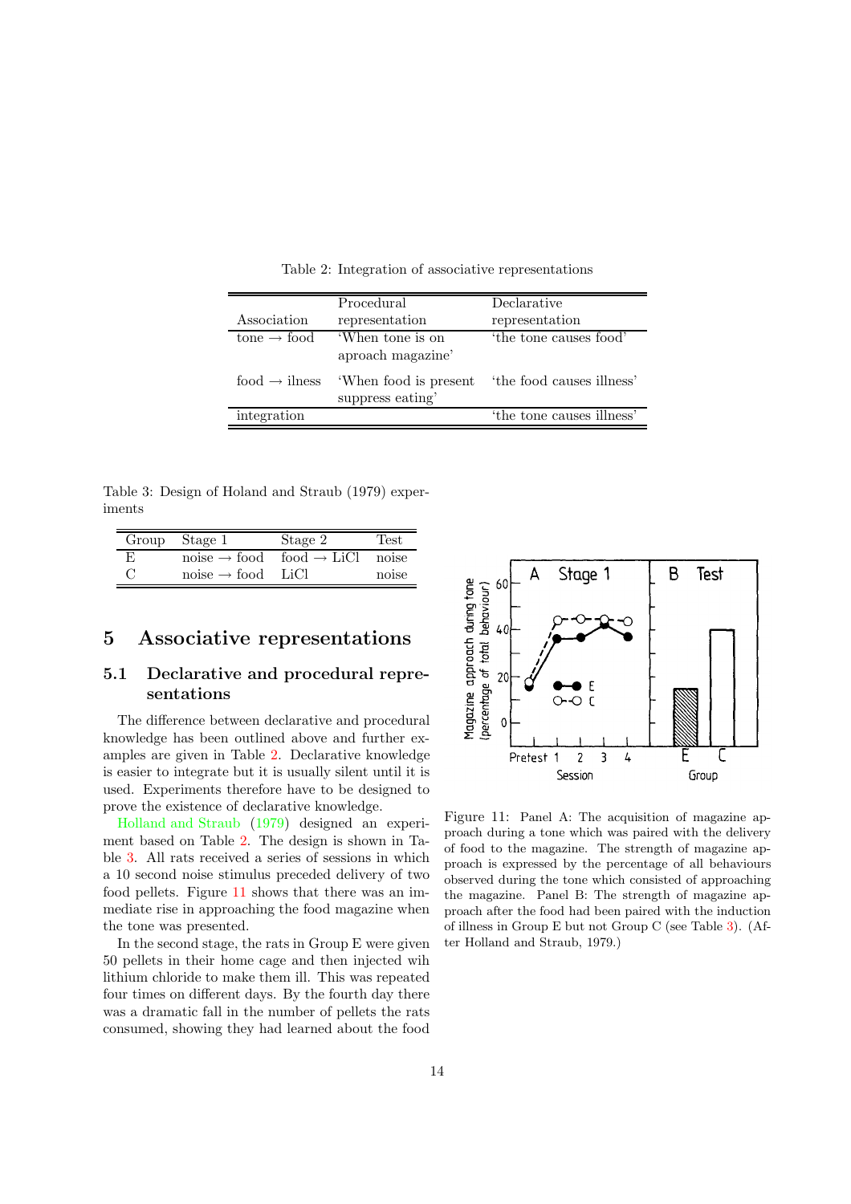Table 2: Integration of associative representations

| Association | Procedural representation | Declarative representation |
|---|---|---|
| tone → food | 'When tone is on aproach magazine' | 'the tone causes food' |
| food → ilness | 'When food is present suppress eating' | 'the food causes illness' |
| integration | | 'the tone causes illness' |

Table 3: Design of Holand and Straub (1979) experiments

| Group | Stage 1 | Stage 2 | Test |
|---|---|---|---|
| E | noise → food | food → LiCl | noise |
| C | noise → food | LiCl | noise |

# 5 Associative representations

## 5.1 Declarative and procedural representations

The difference between declarative and procedural knowledge has been outlined above and further examples are given in Table 2. Declarative knowledge is easier to integrate but it is usually silent until it is used. Experiments therefore have to be designed to prove the existence of declarative knowledge.

Holland and Straub (1979) designed an experiment based on Table 2. The design is shown in Table 3. All rats received a series of sessions in which a 10 second noise stimulus preceded delivery of two food pellets. Figure 11 shows that there was an immediate rise in approaching the food magazine when the tone was presented.

In the second stage, the rats in Group E were given 50 pellets in their home cage and then injected wih lithium chloride to make them ill. This was repeated four times on different days. By the fourth day there was a dramatic fall in the number of pellets the rats consumed, showing they had learned about the food

Figure 11: Panel A: The acquisition of magazine approach during a tone which was paired with the delivery of food to the magazine. The strength of magazine approach is expressed by the percentage of all behaviours observed during the tone which consisted of approaching the magazine. Panel B: The strength of magazine approach after the food had been paired with the induction of illness in Group E but not Group C (see Table 3). (After Holland and Straub, 1979.)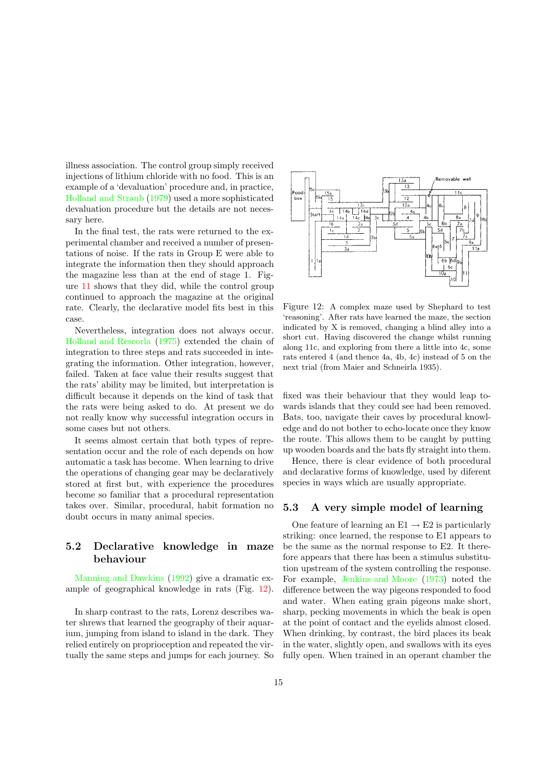illness association. The control group simply received injections of lithium chloride with no food. This is an example of a 'devaluation' procedure and, in practice, Holland and Straub (1979) used a more sophisticated devaluation procedure but the details are not necessary here.

In the final test, the rats were returned to the experimental chamber and received a number of presentations of noise. If the rats in Group E were able to integrate the information then they should approach the magazine less than at the end of stage 1. Figure 11 shows that they did, while the control group continued to approach the magazine at the original rate. Clearly, the declarative model fits best in this case.

Nevertheless, integration does not always occur. Holland and Rescorla (1975) extended the chain of integration to three steps and rats succeeded in integrating the information. Other integration, however, failed. Taken at face value their results suggest that the rats' ability may be limited, but interpretation is difficult because it depends on the kind of task that the rats were being asked to do. At present we do not really know why successful integration occurs in some cases but not others.

It seems almost certain that both types of representation occur and the role of each depends on how automatic a task has become. When learning to drive the operations of changing gear may be declaratively stored at first but, with experience the procedures become so familiar that a procedural representation takes over. Similar, procedural, habit formation no doubt occurs in many animal species.

## 5.2 Declarative knowledge in maze behaviour

Manning and Dawkins (1992) give a dramatic example of geographical knowledge in rats (Fig. 12).

In sharp contrast to the rats, Lorenz describes water shrews that learned the geography of their aquarium, jumping from island to island in the dark. They relied entirely on proprioception and repeated the virtually the same steps and jumps for each journey. So fixed was their behaviour that they would leap towards islands that they could see had been removed. Bats, too, navigate their caves by procedural knowledge and do not bother to echo-locate once they know the route. This allows them to be caught by putting up wooden boards and the bats fly straight into them.

Figure 12: A complex maze used by Shephard to test 'reasoning'. After rats have learned the maze, the section indicated by X is removed, changing a blind alley into a short cut. Having discovered the change whilst running along 11c, and exploring from there a little into 4c, some rats entered 4 (and thence 4a, 4b, 4c) instead of 5 on the next trial (from Maier and Schneirla 1935).

Hence, there is clear evidence of both procedural and declarative forms of knowledge, used by diferent species in ways which are usually appropriate.

## 5.3 A very simple model of learning

One feature of learning an E1 $\rightarrow$ E2 is particularly striking: once learned, the response to E1 appears to be the same as the normal response to E2. It therefore appears that there has been a stimulus substitution upstream of the system controlling the response. For example, Jenkins and Moore (1973) noted the difference between the way pigeons responded to food and water. When eating grain pigeons make short, sharp, pecking movements in which the beak is open at the point of contact and the eyelids almost closed. When drinking, by contrast, the bird places its beak in the water, slightly open, and swallows with its eyes fully open. When trained in an operant chamber the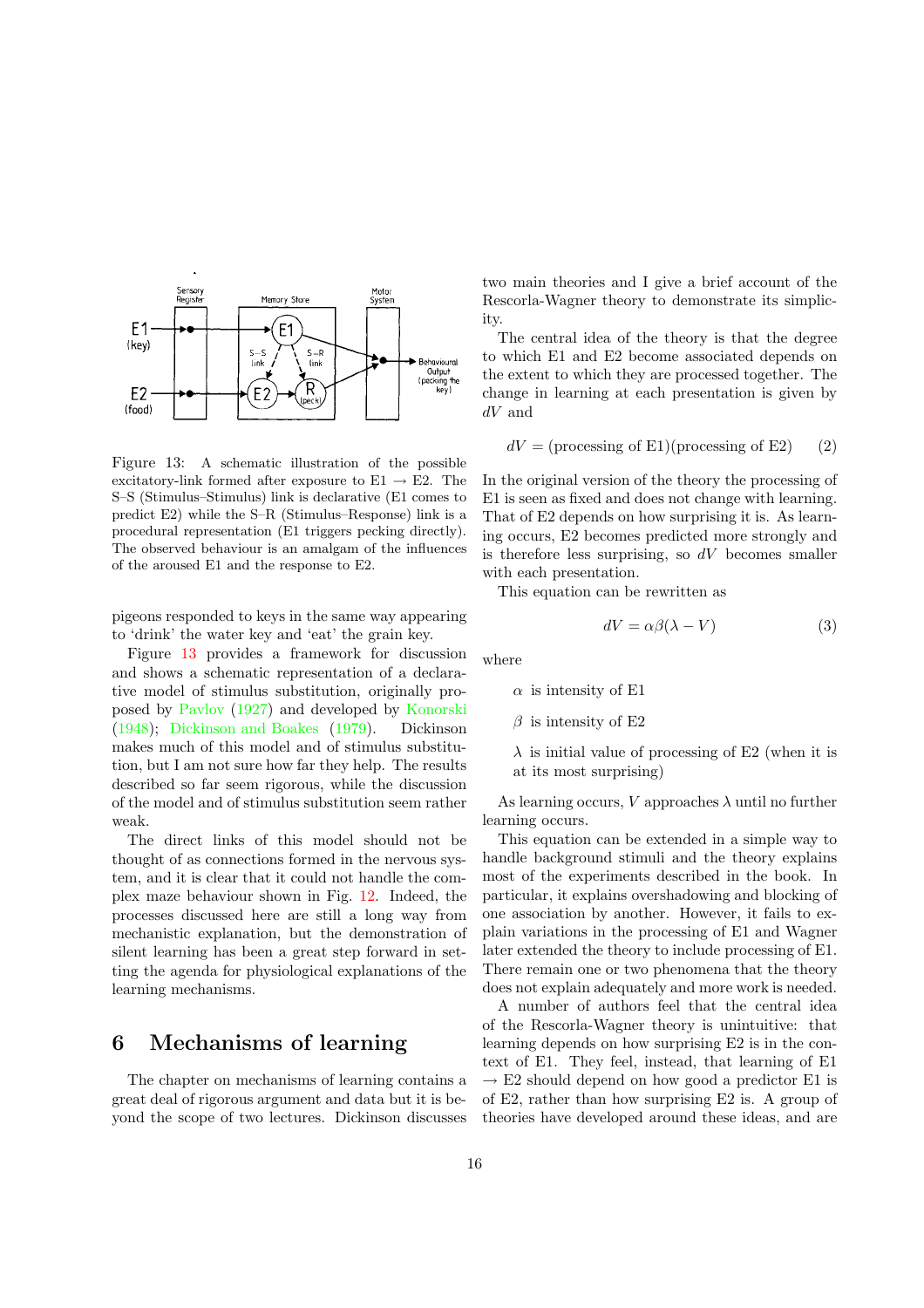Figure 13: A schematic illustration of the possible excitatory-link formed after exposure to E1 → E2. The S–S (Stimulus–Stimulus) link is declarative (E1 comes to predict E2) while the S–R (Stimulus–Response) link is a procedural representation (E1 triggers pecking directly). The observed behaviour is an amalgam of the influences of the aroused E1 and the response to E2.

pigeons responded to keys in the same way appearing to 'drink' the water key and 'eat' the grain key.

Figure 13 provides a framework for discussion and shows a schematic representation of a declarative model of stimulus substitution, originally proposed by Pavlov (1927) and developed by Konorski (1948); Dickinson and Boakes (1979). Dickinson makes much of this model and of stimulus substitution, but I am not sure how far they help. The results described so far seem rigorous, while the discussion of the model and of stimulus substitution seem rather weak.

The direct links of this model should not be thought of as connections formed in the nervous system, and it is clear that it could not handle the complex maze behaviour shown in Fig. 12. Indeed, the processes discussed here are still a long way from mechanistic explanation, but the demonstration of silent learning has been a great step forward in setting the agenda for physiological explanations of the learning mechanisms.

## 6 Mechanisms of learning

The chapter on mechanisms of learning contains a great deal of rigorous argument and data but it is beyond the scope of two lectures. Dickinson discusses two main theories and I give a brief account of the Rescorla-Wagner theory to demonstrate its simplicity.

The central idea of the theory is that the degree to which E1 and E2 become associated depends on the extent to which they are processed together. The change in learning at each presentation is given by $dV$ and

$$dV = (\text{processing of E1})(\text{processing of E2}) \qquad (2)$$

In the original version of the theory the processing of E1 is seen as fixed and does not change with learning. That of E2 depends on how surprising it is. As learning occurs, E2 becomes predicted more strongly and is therefore less surprising, so $dV$ becomes smaller with each presentation.

This equation can be rewritten as

$$dV = \alpha\beta(\lambda - V) \qquad (3)$$

where

$\alpha$ is intensity of E1

$\beta$ is intensity of E2

$\lambda$ is initial value of processing of E2 (when it is at its most surprising)

As learning occurs, $V$ approaches $\lambda$ until no further learning occurs.

This equation can be extended in a simple way to handle background stimuli and the theory explains most of the experiments described in the book. In particular, it explains overshadowing and blocking of one association by another. However, it fails to explain variations in the processing of E1 and Wagner later extended the theory to include processing of E1. There remain one or two phenomena that the theory does not explain adequately and more work is needed.

A number of authors feel that the central idea of the Rescorla-Wagner theory is unintuitive: that learning depends on how surprising E2 is in the context of E1. They feel, instead, that learning of E1 → E2 should depend on how good a predictor E1 is of E2, rather than how surprising E2 is. A group of theories have developed around these ideas, and are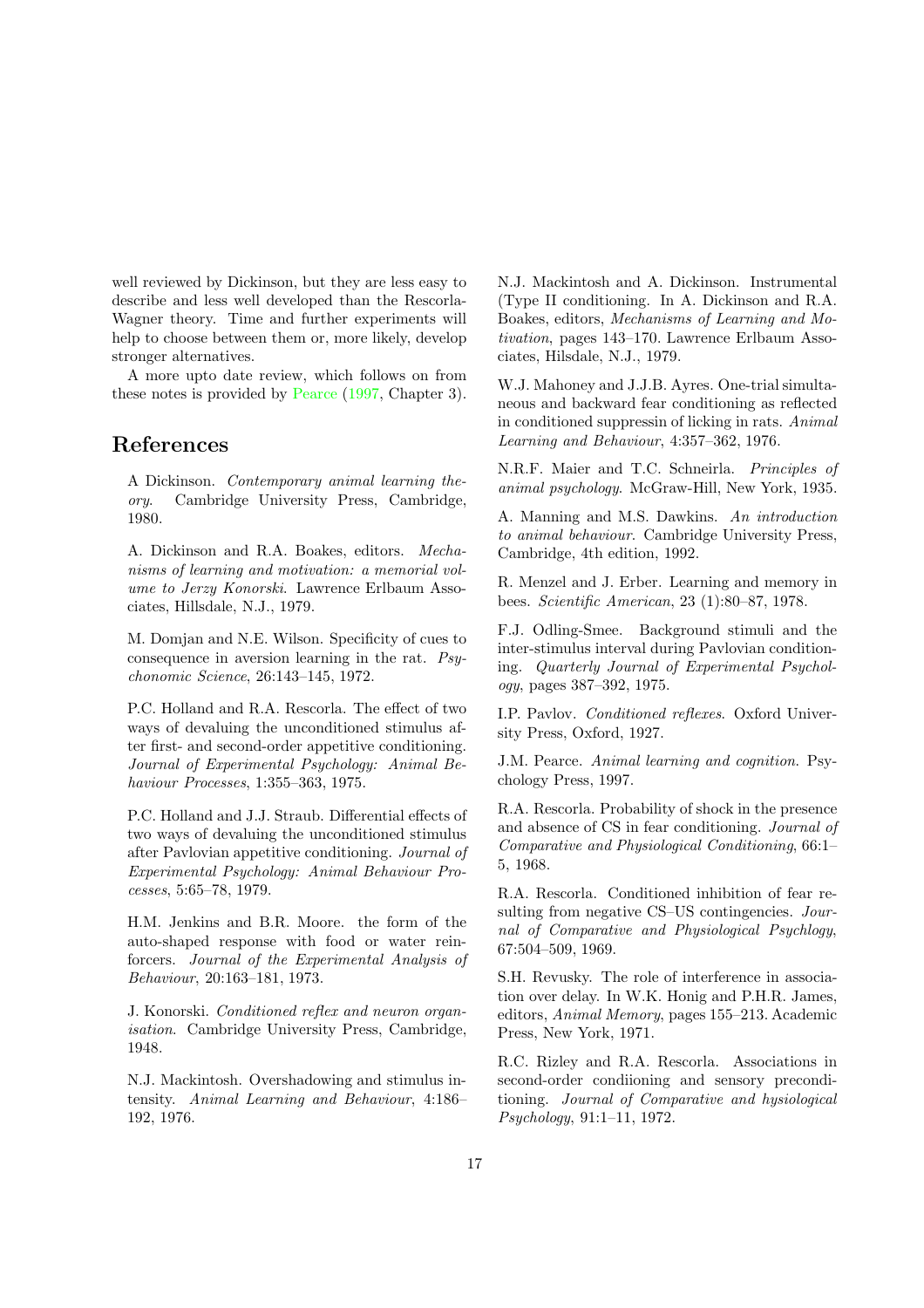well reviewed by Dickinson, but they are less easy to describe and less well developed than the Rescorla-Wagner theory. Time and further experiments will help to choose between them or, more likely, develop stronger alternatives.

A more upto date review, which follows on from these notes is provided by Pearce (1997, Chapter 3).

## References

A Dickinson. *Contemporary animal learning theory*. Cambridge University Press, Cambridge, 1980.

A. Dickinson and R.A. Boakes, editors. *Mechanisms of learning and motivation: a memorial volume to Jerzy Konorski*. Lawrence Erlbaum Associates, Hilsdale, N.J., 1979.

M. Domjan and N.E. Wilson. Specificity of cues to consequence in aversion learning in the rat. *Psychonomic Science*, 26:143–145, 1972.

P.C. Holland and R.A. Rescorla. The effect of two ways of devaluing the unconditioned stimulus after first- and second-order appetitive conditioning. *Journal of Experimental Psychology: Animal Behaviour Processes*, 1:355–363, 1975.

P.C. Holland and J.J. Straub. Differential effects of two ways of devaluing the unconditioned stimulus after Pavlovian appetitive conditioning. *Journal of Experimental Psychology: Animal Behaviour Processes*, 5:65–78, 1979.

H.M. Jenkins and B.R. Moore. the form of the auto-shaped response with food or water reinforcers. *Journal of the Experimental Analysis of Behaviour*, 20:163–181, 1973.

J. Konorski. *Conditioned reflex and neuron organisation*. Cambridge University Press, Cambridge, 1948.

N.J. Mackintosh. Overshadowing and stimulus intensity. *Animal Learning and Behaviour*, 4:186–192, 1976.

N.J. Mackintosh and A. Dickinson. Instrumental (Type II conditioning. In A. Dickinson and R.A. Boakes, editors, *Mechanisms of Learning and Motivation*, pages 143–170. Lawrence Erlbaum Associates, Hilsdale, N.J., 1979.

W.J. Mahoney and J.J.B. Ayres. One-trial simultaneous and backward fear conditioning as reflected in conditioned suppressin of licking in rats. *Animal Learning and Behaviour*, 4:357–362, 1976.

N.R.F. Maier and T.C. Schneirla. *Principles of animal psychology*. McGraw-Hill, New York, 1935.

A. Manning and M.S. Dawkins. *An introduction to animal behaviour*. Cambridge University Press, Cambridge, 4th edition, 1992.

R. Menzel and J. Erber. Learning and memory in bees. *Scientific American*, 23 (1):80–87, 1978.

F.J. Odling-Smee. Background stimuli and the inter-stimulus interval during Pavlovian conditioning. *Quarterly Journal of Experimental Psychology*, pages 387–392, 1975.

I.P. Pavlov. *Conditioned reflexes*. Oxford University Press, Oxford, 1927.

J.M. Pearce. *Animal learning and cognition*. Psychology Press, 1997.

R.A. Rescorla. Probability of shock in the presence and absence of CS in fear conditioning. *Journal of Comparative and Physiological Conditioning*, 66:1–5, 1968.

R.A. Rescorla. Conditioned inhibition of fear resulting from negative CS–US contingencies. *Journal of Comparative and Physiological Psychlogy*, 67:504–509, 1969.

S.H. Revusky. The role of interference in association over delay. In W.K. Honig and P.H.R. James, editors, *Animal Memory*, pages 155–213. Academic Press, New York, 1971.

R.C. Rizley and R.A. Rescorla. Associations in second-order condiioning and sensory preconditioning. *Journal of Comparative and hysiological Psychology*, 91:1–11, 1972.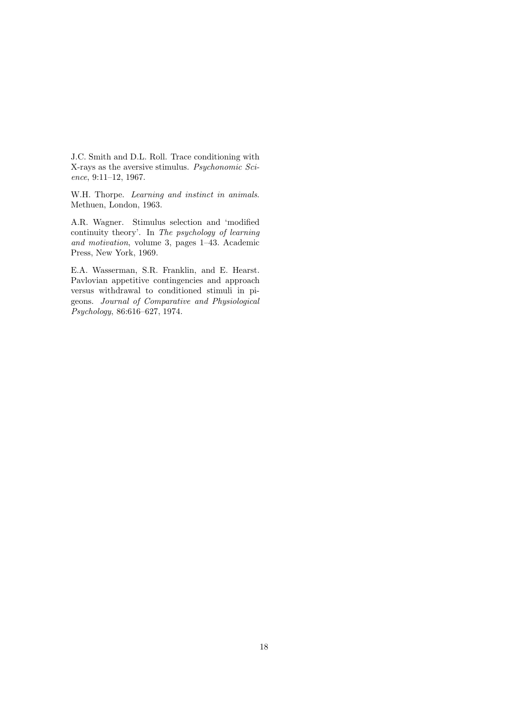J.C. Smith and D.L. Roll. Trace conditioning with X-rays as the aversive stimulus. *Psychonomic Science*, 9:11–12, 1967.

W.H. Thorpe. *Learning and instinct in animals*. Methuen, London, 1963.

A.R. Wagner. Stimulus selection and 'modified continuity theory'. In *The psychology of learning and motivation*, volume 3, pages 1–43. Academic Press, New York, 1969.

E.A. Wasserman, S.R. Franklin, and E. Hearst. Pavlovian appetitive contingencies and approach versus withdrawal to conditioned stimuli in pigeons. *Journal of Comparative and Physiological Psychology*, 86:616–627, 1974.